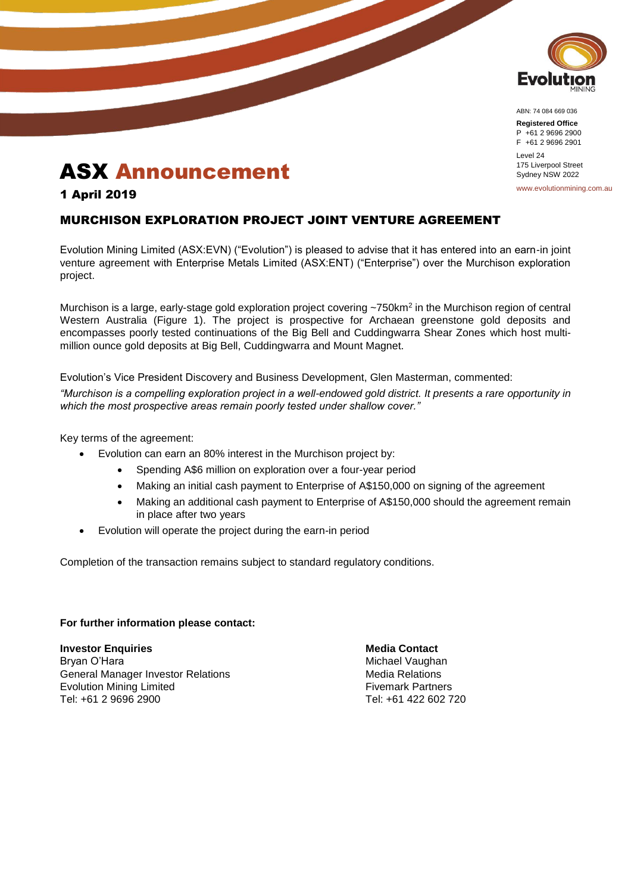ABN: 74 084 669 036

**Registered Office**
P +61 2 9696 2900
F +61 2 9696 2901

Level 24
175 Liverpool Street
Sydney NSW 2022

www.evolutionmining.com.au

# ASX Announcement

**1 April 2019**

## MURCHISON EXPLORATION PROJECT JOINT VENTURE AGREEMENT

Evolution Mining Limited (ASX:EVN) ("Evolution") is pleased to advise that it has entered into an earn-in joint venture agreement with Enterprise Metals Limited (ASX:ENT) ("Enterprise") over the Murchison exploration project.

Murchison is a large, early-stage gold exploration project covering ~750km$^2$ in the Murchison region of central Western Australia (Figure 1). The project is prospective for Archaean greenstone gold deposits and encompasses poorly tested continuations of the Big Bell and Cuddingwarra Shear Zones which host multi-million ounce gold deposits at Big Bell, Cuddingwarra and Mount Magnet.

Evolution's Vice President Discovery and Business Development, Glen Masterman, commented:

*"Murchison is a compelling exploration project in a well-endowed gold district. It presents a rare opportunity in which the most prospective areas remain poorly tested under shallow cover."*

Key terms of the agreement:

- Evolution can earn an 80% interest in the Murchison project by:
  - Spending A$6 million on exploration over a four-year period
  - Making an initial cash payment to Enterprise of A$150,000 on signing of the agreement
  - Making an additional cash payment to Enterprise of A$150,000 should the agreement remain in place after two years
- Evolution will operate the project during the earn-in period

Completion of the transaction remains subject to standard regulatory conditions.

**For further information please contact:**

**Investor Enquiries**
Bryan O'Hara
General Manager Investor Relations
Evolution Mining Limited
Tel: +61 2 9696 2900

**Media Contact**
Michael Vaughan
Media Relations
Fivemark Partners
Tel: +61 422 602 720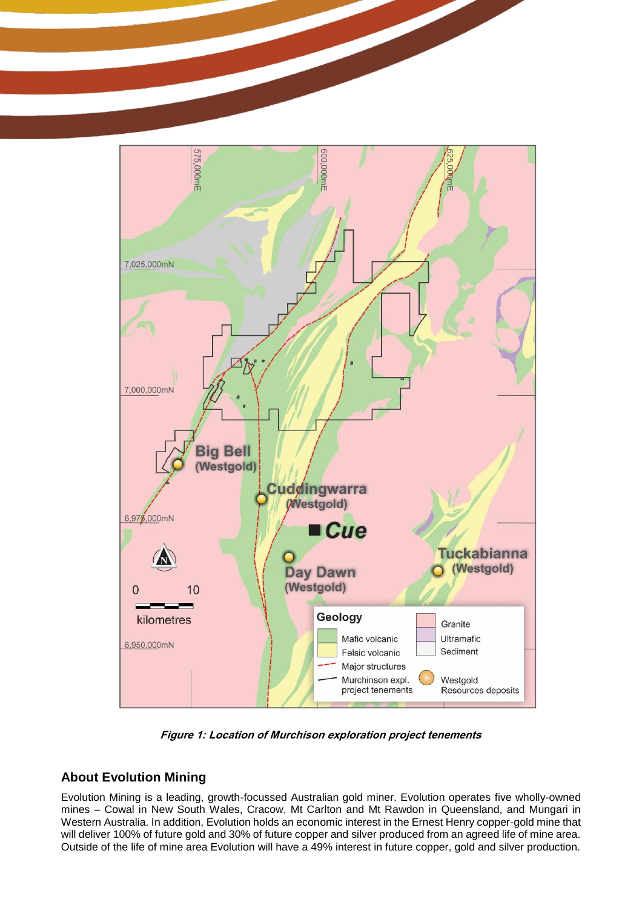575,000mE
600,000mE
625,000mE
7,025,000mN
7,000,000mN
6,975,000mN
6,950,000mN

Big Bell
(Westgold)

Cuddingwarra
(Westgold)

Cue

Day Dawn
(Westgold)

Tuckabianna
(Westgold)

N

0 10
kilometres

Geology
Mafic volcanic
Felsic volcanic
Major structures
Murchison expl. project tenements
Granite
Ultramafic
Sediment
Westgold Resources deposits

***Figure 1: Location of Murchison exploration project tenements***

## About Evolution Mining

Evolution Mining is a leading, growth-focussed Australian gold miner. Evolution operates five wholly-owned mines – Cowal in New South Wales, Cracow, Mt Carlton and Mt Rawdon in Queensland, and Mungari in Western Australia. In addition, Evolution holds an economic interest in the Ernest Henry copper-gold mine that will deliver 100% of future gold and 30% of future copper and silver produced from an agreed life of mine area. Outside of the life of mine area Evolution will have a 49% interest in future copper, gold and silver production.